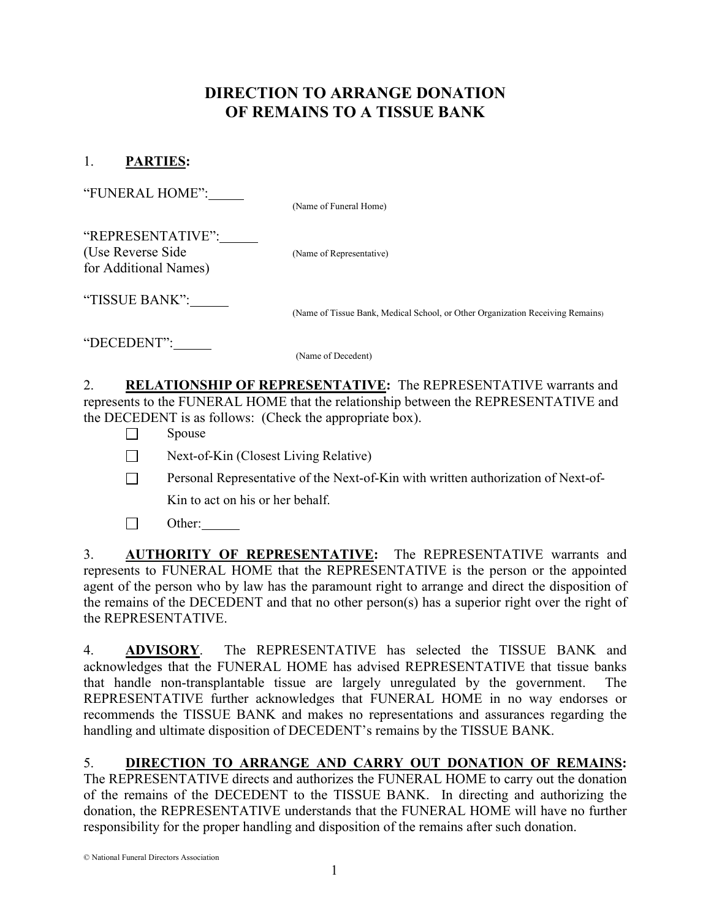# DIRECTION TO ARRANGE DONATION OF REMAINS TO A TISSUE BANK

1. **PARTIES:**

"FUNERAL HOME":______
(Name of Funeral Home)

"REPRESENTATIVE":______
(Use Reverse Side for Additional Names)
(Name of Representative)

"TISSUE BANK":______
(Name of Tissue Bank, Medical School, or Other Organization Receiving Remains)

"DECEDENT":______
(Name of Decedent)

2. **RELATIONSHIP OF REPRESENTATIVE:** The REPRESENTATIVE warrants and represents to the FUNERAL HOME that the relationship between the REPRESENTATIVE and the DECEDENT is as follows: (Check the appropriate box).

- ☐ Spouse
- ☐ Next-of-Kin (Closest Living Relative)
- ☐ Personal Representative of the Next-of-Kin with written authorization of Next-of-Kin to act on his or her behalf.
- ☐ Other:______

3. **AUTHORITY OF REPRESENTATIVE:** The REPRESENTATIVE warrants and represents to FUNERAL HOME that the REPRESENTATIVE is the person or the appointed agent of the person who by law has the paramount right to arrange and direct the disposition of the remains of the DECEDENT and that no other person(s) has a superior right over the right of the REPRESENTATIVE.

4. **ADVISORY**. The REPRESENTATIVE has selected the TISSUE BANK and acknowledges that the FUNERAL HOME has advised REPRESENTATIVE that tissue banks that handle non-transplantable tissue are largely unregulated by the government. The REPRESENTATIVE further acknowledges that FUNERAL HOME in no way endorses or recommends the TISSUE BANK and makes no representations and assurances regarding the handling and ultimate disposition of DECEDENT's remains by the TISSUE BANK.

5. **DIRECTION TO ARRANGE AND CARRY OUT DONATION OF REMAINS:** The REPRESENTATIVE directs and authorizes the FUNERAL HOME to carry out the donation of the remains of the DECEDENT to the TISSUE BANK. In directing and authorizing the donation, the REPRESENTATIVE understands that the FUNERAL HOME will have no further responsibility for the proper handling and disposition of the remains after such donation.

© National Funeral Directors Association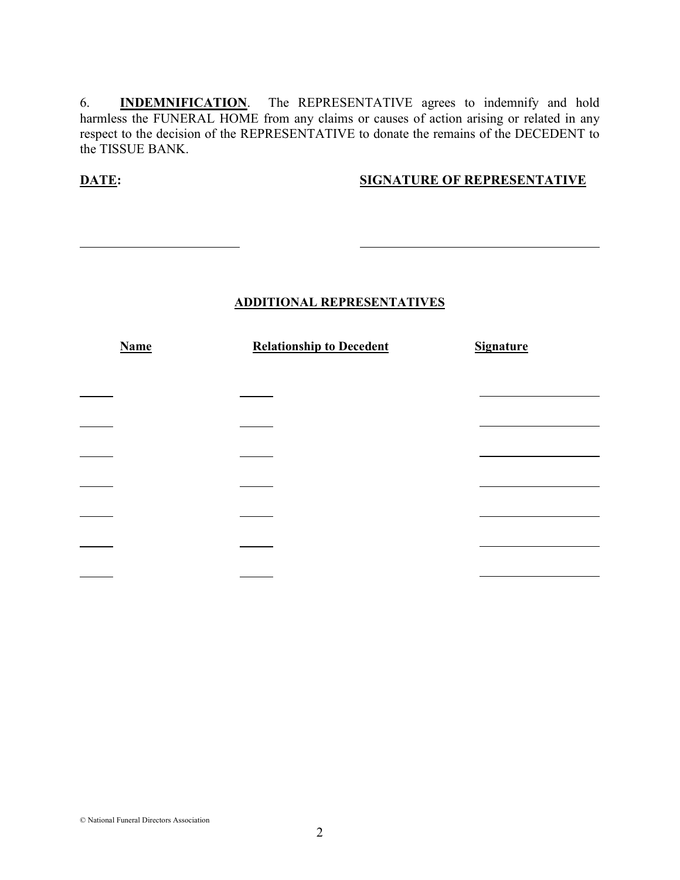6. **INDEMNIFICATION**. The REPRESENTATIVE agrees to indemnify and hold harmless the FUNERAL HOME from any claims or causes of action arising or related in any respect to the decision of the REPRESENTATIVE to donate the remains of the DECEDENT to the TISSUE BANK.

**DATE:** \_\_\_\_\_\_\_\_\_\_\_\_\_\_\_\_\_\_\_\_

**SIGNATURE OF REPRESENTATIVE** \_\_\_\_\_\_\_\_\_\_\_\_\_\_\_\_\_\_\_\_\_\_\_\_\_\_\_\_\_\_

**ADDITIONAL REPRESENTATIVES**

| Name | Relationship to Decedent | Signature |
|---|---|---|
| | | |
| | | |
| | | |
| | | |
| | | |
| | | |
| | | |

© National Funeral Directors Association